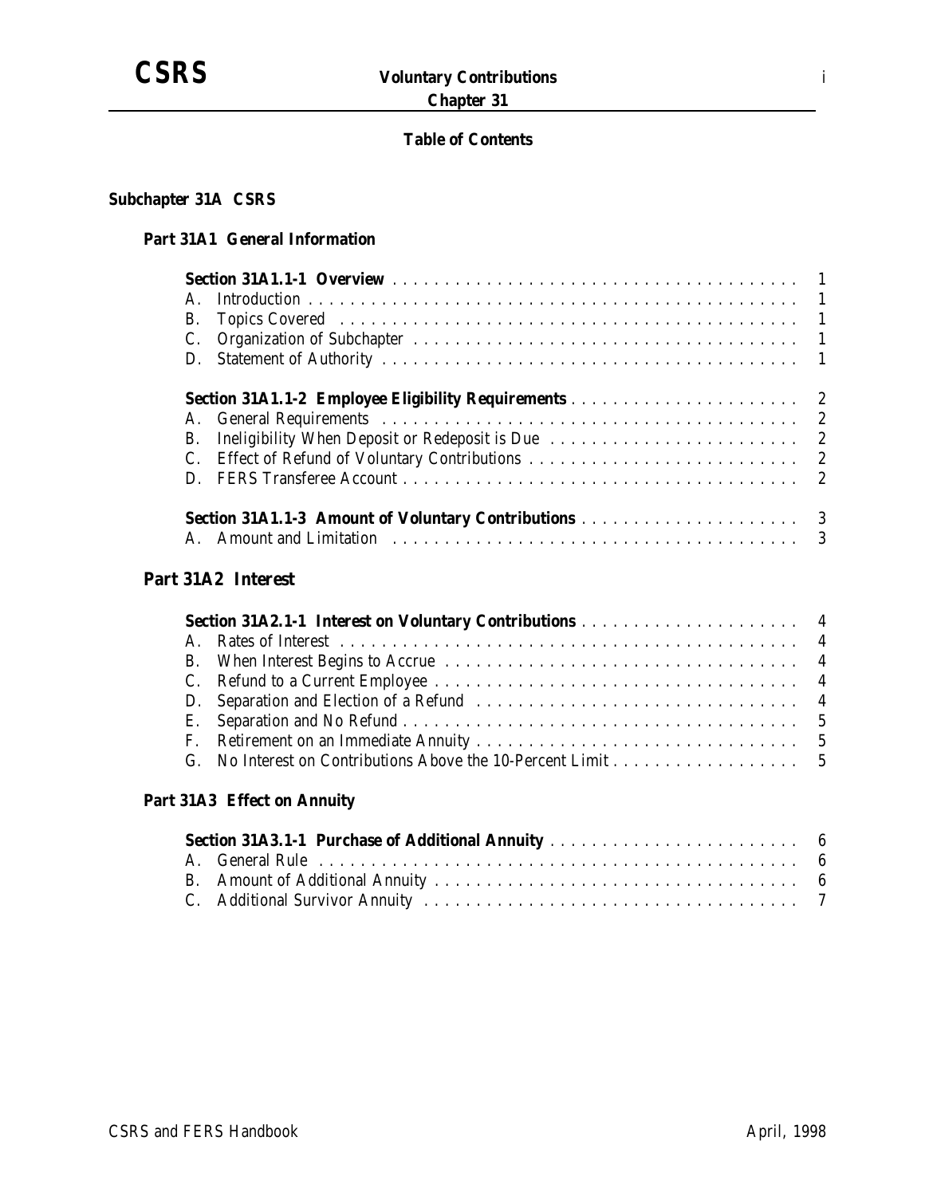# Voluntary Contributions

## Chapter 31

### Table of Contents

## Subchapter 31A CSRS

### Part 31A1 General Information

**Section 31A1.1-1 Overview** . . . . . . . . . . 1

A. Introduction . . . . . . . . . . 1
B. Topics Covered . . . . . . . . . . 1
C. Organization of Subchapter . . . . . . . . . . 1
D. Statement of Authority . . . . . . . . . . 1

**Section 31A1.1-2 Employee Eligibility Requirements** . . . . . . . . . . 2

A. General Requirements . . . . . . . . . . 2
B. Ineligibility When Deposit or Redeposit is Due . . . . . . . . . . 2
C. Effect of Refund of Voluntary Contributions . . . . . . . . . . 2
D. FERS Transferee Account . . . . . . . . . . 2

**Section 31A1.1-3 Amount of Voluntary Contributions** . . . . . . . . . . 3

A. Amount and Limitation . . . . . . . . . . 3

### Part 31A2 Interest

**Section 31A2.1-1 Interest on Voluntary Contributions** . . . . . . . . . . 4

A. Rates of Interest . . . . . . . . . . 4
B. When Interest Begins to Accrue . . . . . . . . . . 4
C. Refund to a Current Employee . . . . . . . . . . 4
D. Separation and Election of a Refund . . . . . . . . . . 4
E. Separation and No Refund . . . . . . . . . . 5
F. Retirement on an Immediate Annuity . . . . . . . . . . 5
G. No Interest on Contributions Above the 10-Percent Limit . . . . . . . . . . 5

### Part 31A3 Effect on Annuity

**Section 31A3.1-1 Purchase of Additional Annuity** . . . . . . . . . . 6

A. General Rule . . . . . . . . . . 6
B. Amount of Additional Annuity . . . . . . . . . . 6
C. Additional Survivor Annuity . . . . . . . . . . 7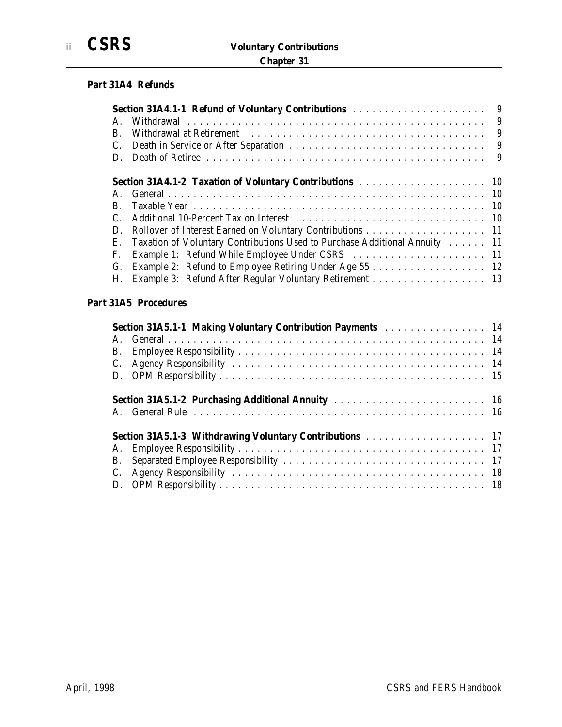## Part 31A4 Refunds

**Section 31A4.1-1 Refund of Voluntary Contributions** ..................... 9

A. Withdrawal ..................... 9
B. Withdrawal at Retirement ..................... 9
C. Death in Service or After Separation ..................... 9
D. Death of Retiree ..................... 9

**Section 31A4.1-2 Taxation of Voluntary Contributions** ..................... 10

A. General ..................... 10
B. Taxable Year ..................... 10
C. Additional 10-Percent Tax on Interest ..................... 10
D. Rollover of Interest Earned on Voluntary Contributions ..................... 11
E. Taxation of Voluntary Contributions Used to Purchase Additional Annuity ..................... 11
F. Example 1: Refund While Employee Under CSRS ..................... 11
G. Example 2: Refund to Employee Retiring Under Age 55 ..................... 12
H. Example 3: Refund After Regular Voluntary Retirement ..................... 13

## Part 31A5 Procedures

**Section 31A5.1-1 Making Voluntary Contribution Payments** ..................... 14

A. General ..................... 14
B. Employee Responsibility ..................... 14
C. Agency Responsibility ..................... 14
D. OPM Responsibility ..................... 15

**Section 31A5.1-2 Purchasing Additional Annuity** ..................... 16

A. General Rule ..................... 16

**Section 31A5.1-3 Withdrawing Voluntary Contributions** ..................... 17

A. Employee Responsibility ..................... 17
B. Separated Employee Responsibility ..................... 17
C. Agency Responsibility ..................... 18
D. OPM Responsibility ..................... 18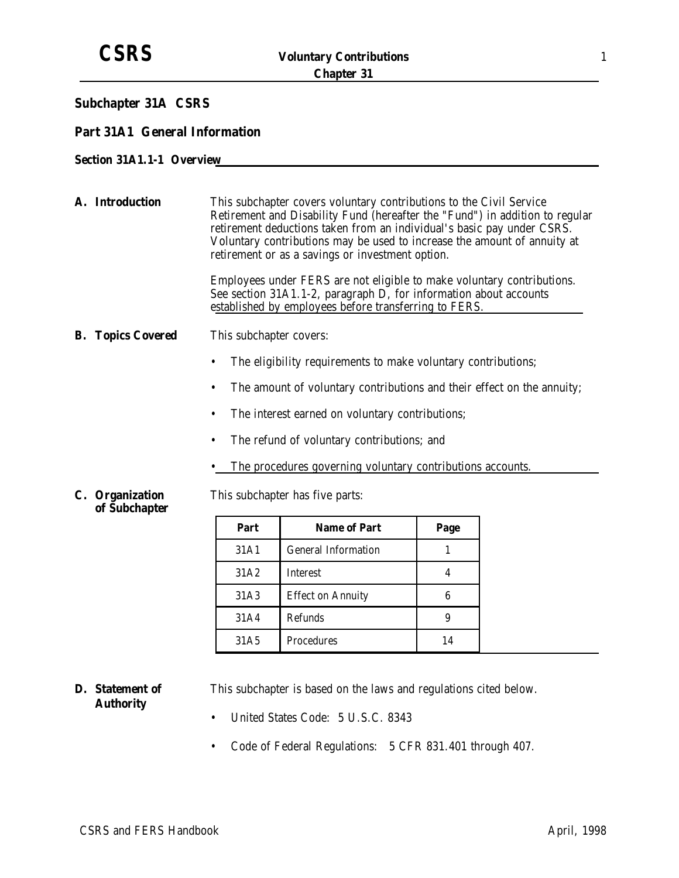## Subchapter 31A CSRS

### Part 31A1 General Information

#### Section 31A1.1-1 Overview

**A. Introduction**

This subchapter covers voluntary contributions to the Civil Service Retirement and Disability Fund (hereafter the "Fund") in addition to regular retirement deductions taken from an individual's basic pay under CSRS. Voluntary contributions may be used to increase the amount of annuity at retirement or as a savings or investment option.

Employees under FERS are not eligible to make voluntary contributions. See section 31A1.1-2, paragraph D, for information about accounts established by employees before transferring to FERS.

**B. Topics Covered**

This subchapter covers:

- The eligibility requirements to make voluntary contributions;
- The amount of voluntary contributions and their effect on the annuity;
- The interest earned on voluntary contributions;
- The refund of voluntary contributions; and
- The procedures governing voluntary contributions accounts.

**C. Organization of Subchapter**

This subchapter has five parts:

| Part | Name of Part | Page |
|---|---|---|
| 31A1 | General Information | 1 |
| 31A2 | Interest | 4 |
| 31A3 | Effect on Annuity | 6 |
| 31A4 | Refunds | 9 |
| 31A5 | Procedures | 14 |

**D. Statement of Authority**

This subchapter is based on the laws and regulations cited below.

- United States Code: 5 U.S.C. 8343
- Code of Federal Regulations: 5 CFR 831.401 through 407.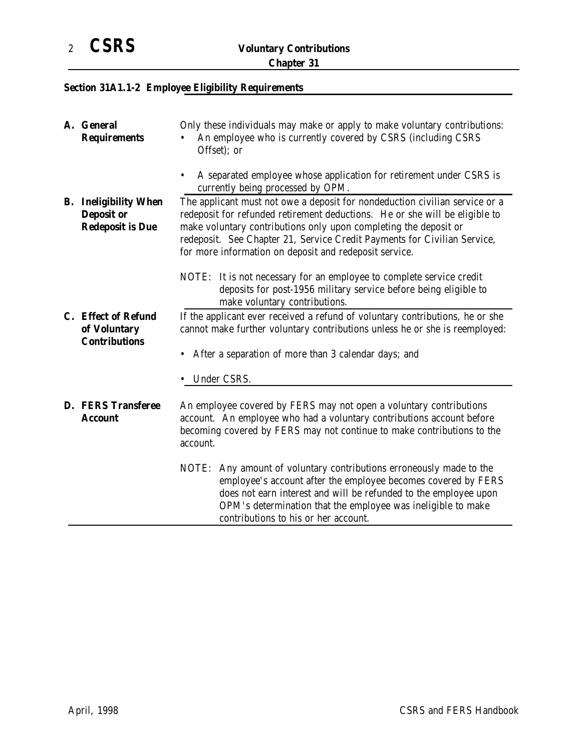## Section 31A1.1-2 Employee Eligibility Requirements

**A. General Requirements**

Only these individuals may make or apply to make voluntary contributions:

- An employee who is currently covered by CSRS (including CSRS Offset); or
- A separated employee whose application for retirement under CSRS is currently being processed by OPM.

**B. Ineligibility When Deposit or Redeposit is Due**

The applicant must not owe a deposit for nondeduction civilian service or a redeposit for refunded retirement deductions. He or she will be eligible to make voluntary contributions only upon completing the deposit or redeposit. See Chapter 21, Service Credit Payments for Civilian Service, for more information on deposit and redeposit service.

NOTE: It is not necessary for an employee to complete service credit deposits for post-1956 military service before being eligible to make voluntary contributions.

**C. Effect of Refund of Voluntary Contributions**

If the applicant ever received a refund of voluntary contributions, he or she cannot make further voluntary contributions unless he or she is reemployed:

- After a separation of more than 3 calendar days; and
- Under CSRS.

**D. FERS Transferee Account**

An employee covered by FERS may not open a voluntary contributions account. An employee who had a voluntary contributions account before becoming covered by FERS may not continue to make contributions to the account.

NOTE: Any amount of voluntary contributions erroneously made to the employee's account after the employee becomes covered by FERS does not earn interest and will be refunded to the employee upon OPM's determination that the employee was ineligible to make contributions to his or her account.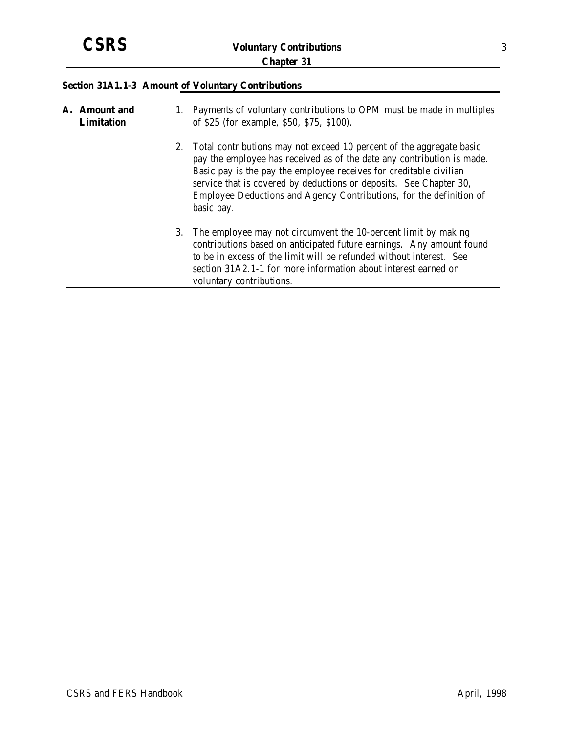## Section 31A1.1-3 Amount of Voluntary Contributions

**A. Amount and Limitation**

1. Payments of voluntary contributions to OPM must be made in multiples of $25 (for example, $50, $75, $100).

2. Total contributions may not exceed 10 percent of the aggregate basic pay the employee has received as of the date any contribution is made. Basic pay is the pay the employee receives for creditable civilian service that is covered by deductions or deposits. See Chapter 30, Employee Deductions and Agency Contributions, for the definition of basic pay.

3. The employee may not circumvent the 10-percent limit by making contributions based on anticipated future earnings. Any amount found to be in excess of the limit will be refunded without interest. See section 31A2.1-1 for more information about interest earned on voluntary contributions.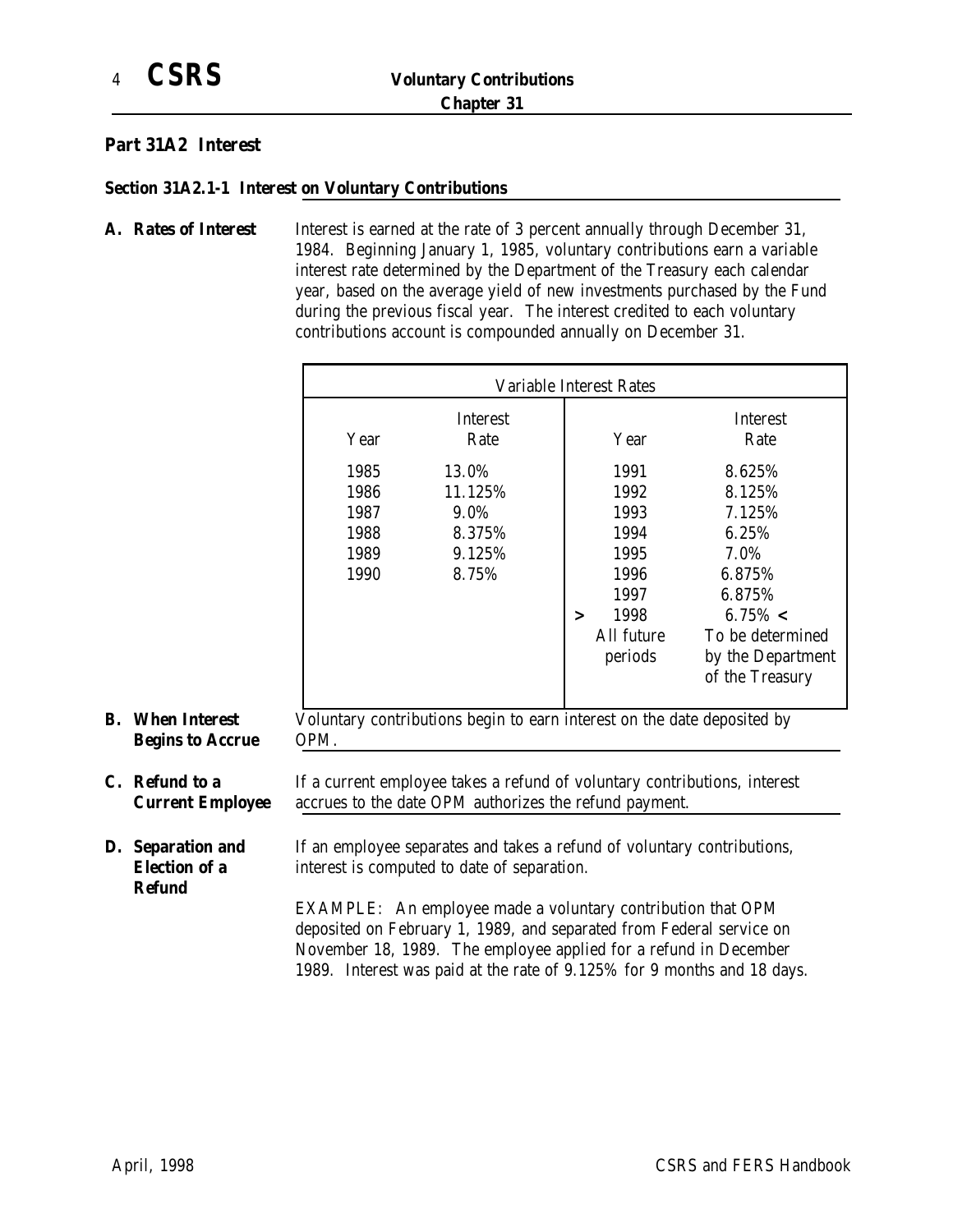## Part 31A2 Interest

### Section 31A2.1-1 Interest on Voluntary Contributions

**A. Rates of Interest**

Interest is earned at the rate of 3 percent annually through December 31, 1984. Beginning January 1, 1985, voluntary contributions earn a variable interest rate determined by the Department of the Treasury each calendar year, based on the average yield of new investments purchased by the Fund during the previous fiscal year. The interest credited to each voluntary contributions account is compounded annually on December 31.

| Variable Interest Rates | | | |
|---|---|---|---|
| Year | Interest Rate | Year | Interest Rate |
| 1985 | 13.0% | 1991 | 8.625% |
| 1986 | 11.125% | 1992 | 8.125% |
| 1987 | 9.0% | 1993 | 7.125% |
| 1988 | 8.375% | 1994 | 6.25% |
| 1989 | 9.125% | 1995 | 7.0% |
| 1990 | 8.75% | 1996 | 6.875% |
| | | 1997 | 6.875% |
| | | > 1998 | 6.75% < |
| | | All future periods | To be determined by the Department of the Treasury |

**B. When Interest Begins to Accrue**

Voluntary contributions begin to earn interest on the date deposited by OPM.

**C. Refund to a Current Employee**

If a current employee takes a refund of voluntary contributions, interest accrues to the date OPM authorizes the refund payment.

**D. Separation and Election of a Refund**

If an employee separates and takes a refund of voluntary contributions, interest is computed to date of separation.

EXAMPLE: An employee made a voluntary contribution that OPM deposited on February 1, 1989, and separated from Federal service on November 18, 1989. The employee applied for a refund in December 1989. Interest was paid at the rate of 9.125% for 9 months and 18 days.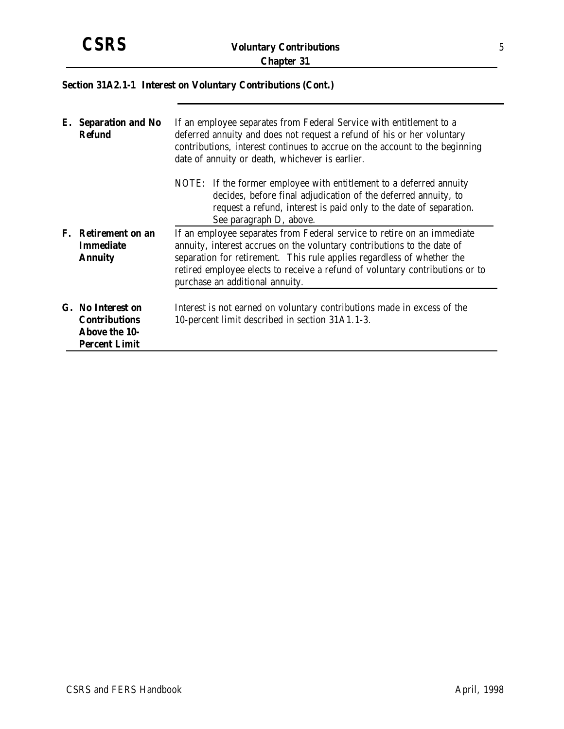## Section 31A2.1-1 Interest on Voluntary Contributions (Cont.)

**E. Separation and No Refund**

If an employee separates from Federal Service with entitlement to a deferred annuity and does not request a refund of his or her voluntary contributions, interest continues to accrue on the account to the beginning date of annuity or death, whichever is earlier.

NOTE: If the former employee with entitlement to a deferred annuity decides, before final adjudication of the deferred annuity, to request a refund, interest is paid only to the date of separation. See paragraph D, above.

**F. Retirement on an Immediate Annuity**

If an employee separates from Federal service to retire on an immediate annuity, interest accrues on the voluntary contributions to the date of separation for retirement. This rule applies regardless of whether the retired employee elects to receive a refund of voluntary contributions or to purchase an additional annuity.

**G. No Interest on Contributions Above the 10-Percent Limit**

Interest is not earned on voluntary contributions made in excess of the 10-percent limit described in section 31A1.1-3.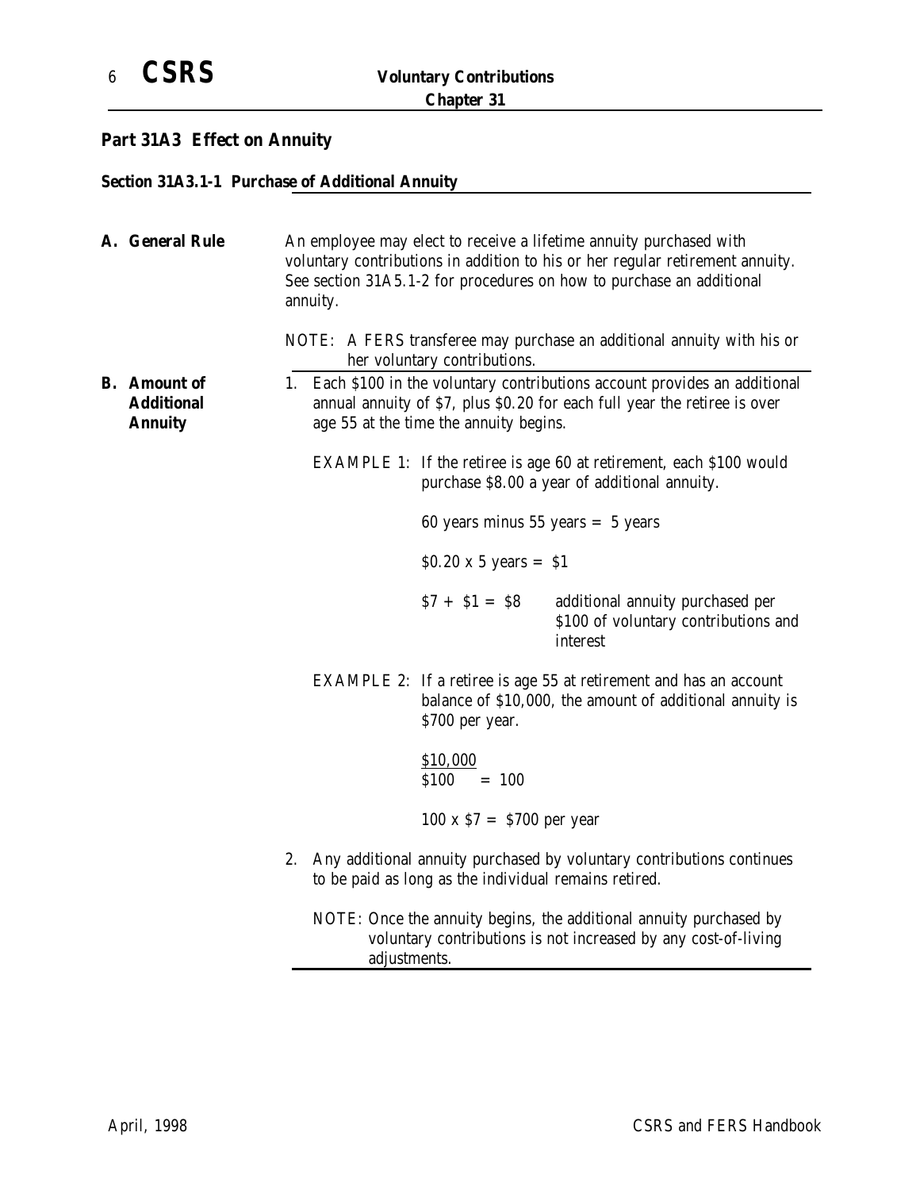## Part 31A3 Effect on Annuity

### Section 31A3.1-1 Purchase of Additional Annuity

**A. General Rule**

An employee may elect to receive a lifetime annuity purchased with voluntary contributions in addition to his or her regular retirement annuity. See section 31A5.1-2 for procedures on how to purchase an additional annuity.

NOTE: A FERS transferee may purchase an additional annuity with his or her voluntary contributions.

**B. Amount of Additional Annuity**

1. Each $100 in the voluntary contributions account provides an additional annual annuity of $7, plus $0.20 for each full year the retiree is over age 55 at the time the annuity begins.

   EXAMPLE 1: If the retiree is age 60 at retirement, each $100 would purchase $8.00 a year of additional annuity.

   60 years minus 55 years = 5 years

   $0.20 x 5 years = $1

   $7 + $1 = $8 additional annuity purchased per $100 of voluntary contributions and interest

   EXAMPLE 2: If a retiree is age 55 at retirement and has an account balance of $10,000, the amount of additional annuity is $700 per year.

   $$\frac{\$10{,}000}{\$100} = 100$$

   100 x $7 = $700 per year

2. Any additional annuity purchased by voluntary contributions continues to be paid as long as the individual remains retired.

   NOTE: Once the annuity begins, the additional annuity purchased by voluntary contributions is not increased by any cost-of-living adjustments.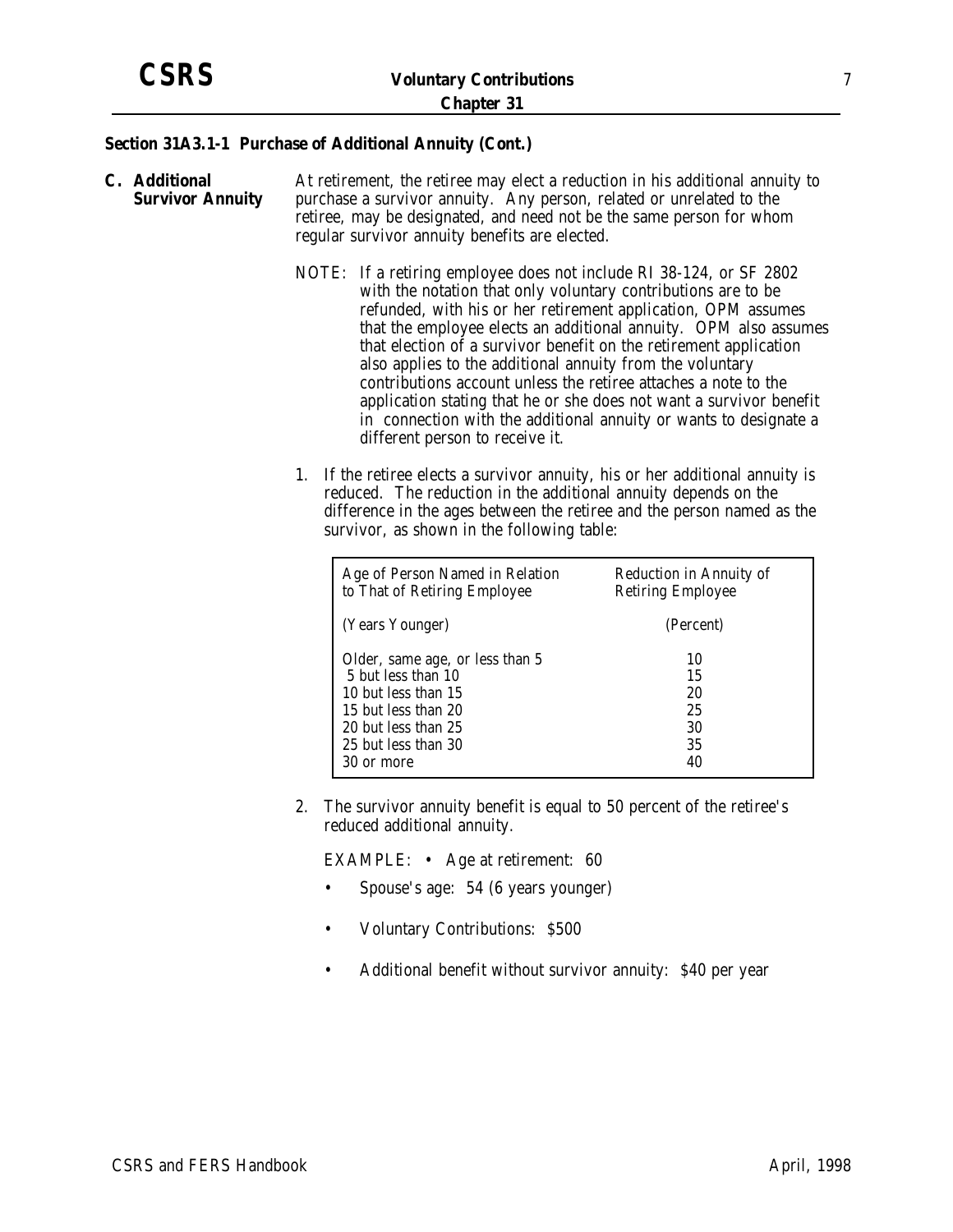## Section 31A3.1-1 Purchase of Additional Annuity (Cont.)

**C. Additional Survivor Annuity**

At retirement, the retiree may elect a reduction in his additional annuity to purchase a survivor annuity. Any person, related or unrelated to the retiree, may be designated, and need not be the same person for whom regular survivor annuity benefits are elected.

NOTE: If a retiring employee does not include RI 38-124, or SF 2802 with the notation that only voluntary contributions are to be refunded, with his or her retirement application, OPM assumes that the employee elects an additional annuity. OPM also assumes that election of a survivor benefit on the retirement application also applies to the additional annuity from the voluntary contributions account unless the retiree attaches a note to the application stating that he or she does not want a survivor benefit in connection with the additional annuity or wants to designate a different person to receive it.

1. If the retiree elects a survivor annuity, his or her additional annuity is reduced. The reduction in the additional annuity depends on the difference in the ages between the retiree and the person named as the survivor, as shown in the following table:

| Age of Person Named in Relation to That of Retiring Employee (Years Younger) | Reduction in Annuity of Retiring Employee (Percent) |
|---|---|
| Older, same age, or less than 5 | 10 |
| 5 but less than 10 | 15 |
| 10 but less than 15 | 20 |
| 15 but less than 20 | 25 |
| 20 but less than 25 | 30 |
| 25 but less than 30 | 35 |
| 30 or more | 40 |

2. The survivor annuity benefit is equal to 50 percent of the retiree's reduced additional annuity.

EXAMPLE:
- Age at retirement: 60
- Spouse's age: 54 (6 years younger)
- Voluntary Contributions: $500
- Additional benefit without survivor annuity: $40 per year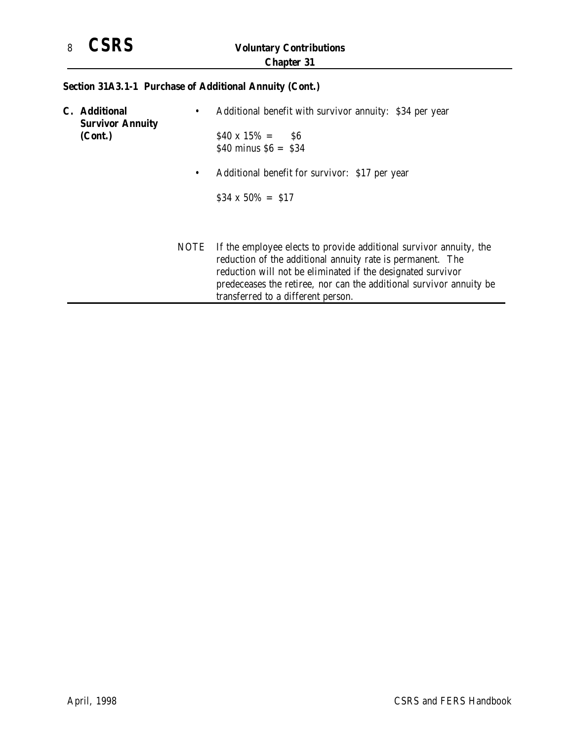## Section 31A3.1-1 Purchase of Additional Annuity (Cont.)

**C. Additional Survivor Annuity (Cont.)**

- Additional benefit with survivor annuity: $34 per year

  $40 x 15% = $6
  $40 minus $6 = $34

- Additional benefit for survivor: $17 per year

  $34 x 50% = $17

NOTE If the employee elects to provide additional survivor annuity, the reduction of the additional annuity rate is permanent. The reduction will not be eliminated if the designated survivor predeceases the retiree, nor can the additional survivor annuity be transferred to a different person.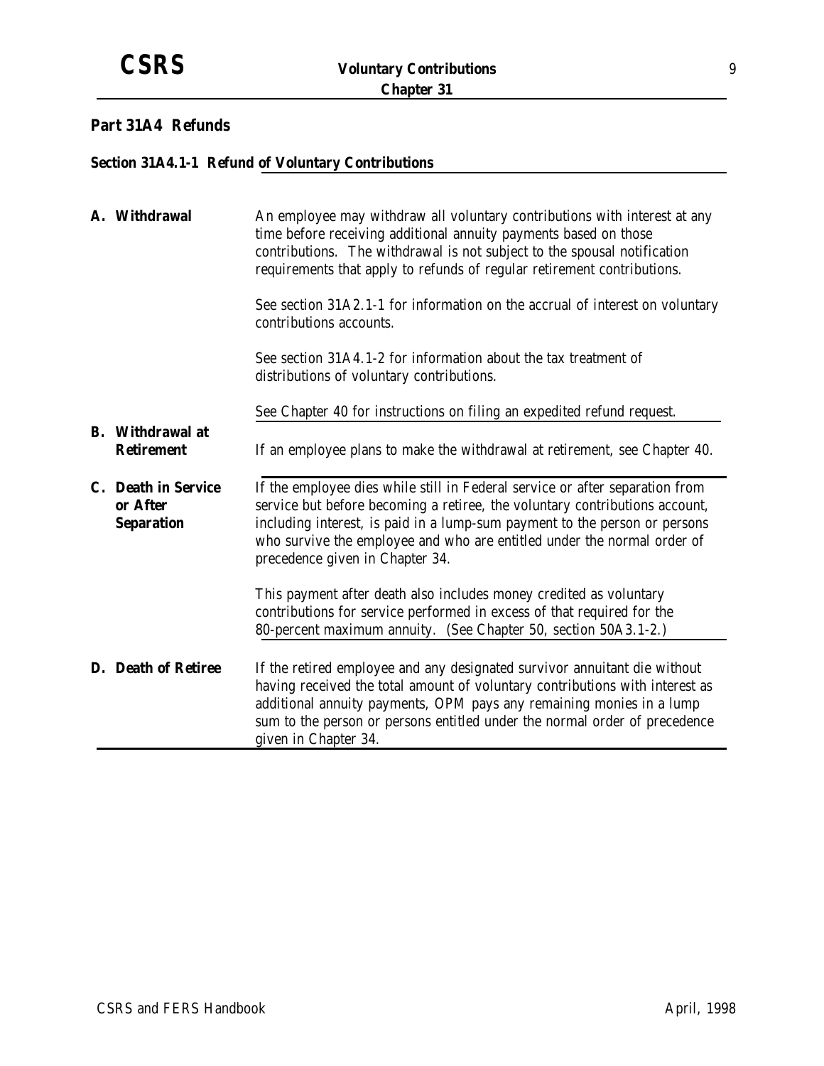## Part 31A4 Refunds

### Section 31A4.1-1 Refund of Voluntary Contributions

**A. Withdrawal**

An employee may withdraw all voluntary contributions with interest at any time before receiving additional annuity payments based on those contributions. The withdrawal is not subject to the spousal notification requirements that apply to refunds of regular retirement contributions.

See section 31A2.1-1 for information on the accrual of interest on voluntary contributions accounts.

See section 31A4.1-2 for information about the tax treatment of distributions of voluntary contributions.

See Chapter 40 for instructions on filing an expedited refund request.

**B. Withdrawal at Retirement**

If an employee plans to make the withdrawal at retirement, see Chapter 40.

**C. Death in Service or After Separation**

If the employee dies while still in Federal service or after separation from service but before becoming a retiree, the voluntary contributions account, including interest, is paid in a lump-sum payment to the person or persons who survive the employee and who are entitled under the normal order of precedence given in Chapter 34.

This payment after death also includes money credited as voluntary contributions for service performed in excess of that required for the 80-percent maximum annuity. (See Chapter 50, section 50A3.1-2.)

**D. Death of Retiree**

If the retired employee and any designated survivor annuitant die without having received the total amount of voluntary contributions with interest as additional annuity payments, OPM pays any remaining monies in a lump sum to the person or persons entitled under the normal order of precedence given in Chapter 34.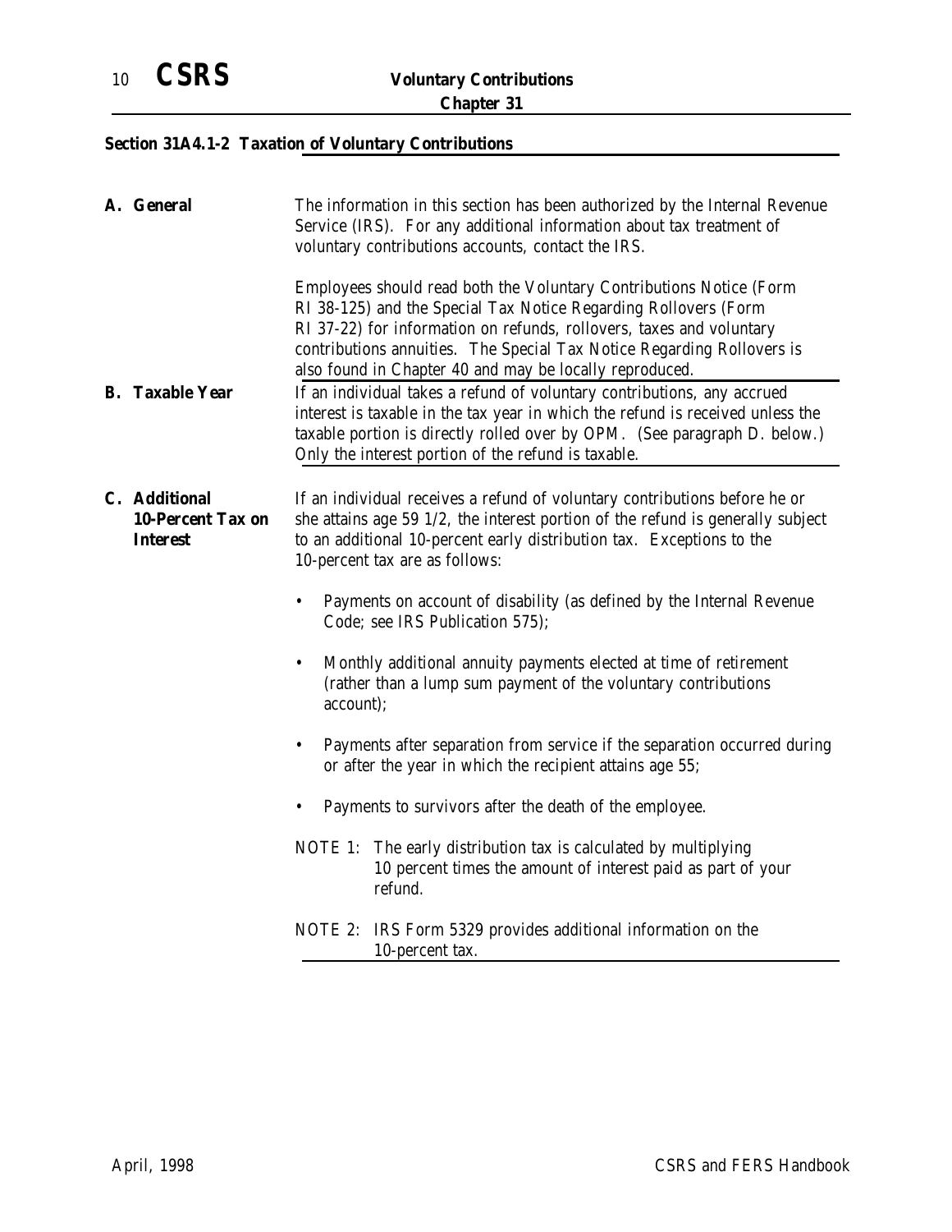## Section 31A4.1-2 Taxation of Voluntary Contributions

**A. General**

The information in this section has been authorized by the Internal Revenue Service (IRS). For any additional information about tax treatment of voluntary contributions accounts, contact the IRS.

Employees should read both the Voluntary Contributions Notice (Form RI 38-125) and the Special Tax Notice Regarding Rollovers (Form RI 37-22) for information on refunds, rollovers, taxes and voluntary contributions annuities. The Special Tax Notice Regarding Rollovers is also found in Chapter 40 and may be locally reproduced.

**B. Taxable Year**

If an individual takes a refund of voluntary contributions, any accrued interest is taxable in the tax year in which the refund is received unless the taxable portion is directly rolled over by OPM. (See paragraph D. below.) Only the interest portion of the refund is taxable.

**C. Additional 10-Percent Tax on Interest**

If an individual receives a refund of voluntary contributions before he or she attains age 59 1/2, the interest portion of the refund is generally subject to an additional 10-percent early distribution tax. Exceptions to the 10-percent tax are as follows:

- Payments on account of disability (as defined by the Internal Revenue Code; see IRS Publication 575);
- Monthly additional annuity payments elected at time of retirement (rather than a lump sum payment of the voluntary contributions account);
- Payments after separation from service if the separation occurred during or after the year in which the recipient attains age 55;
- Payments to survivors after the death of the employee.

NOTE 1: The early distribution tax is calculated by multiplying 10 percent times the amount of interest paid as part of your refund.

NOTE 2: IRS Form 5329 provides additional information on the 10-percent tax.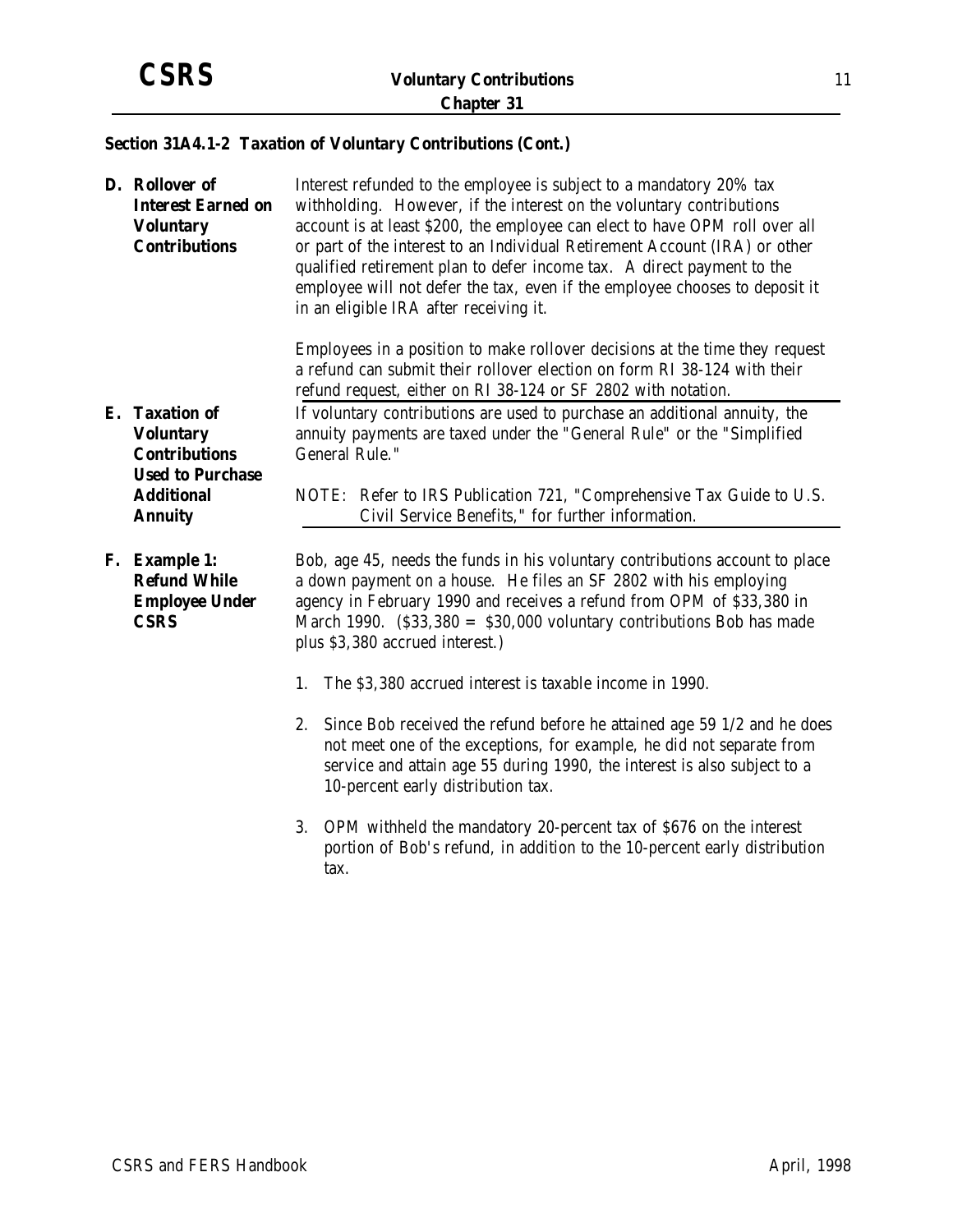## Section 31A4.1-2 Taxation of Voluntary Contributions (Cont.)

**D. Rollover of Interest Earned on Voluntary Contributions**

Interest refunded to the employee is subject to a mandatory 20% tax withholding. However, if the interest on the voluntary contributions account is at least $200, the employee can elect to have OPM roll over all or part of the interest to an Individual Retirement Account (IRA) or other qualified retirement plan to defer income tax. A direct payment to the employee will not defer the tax, even if the employee chooses to deposit it in an eligible IRA after receiving it.

Employees in a position to make rollover decisions at the time they request a refund can submit their rollover election on form RI 38-124 with their refund request, either on RI 38-124 or SF 2802 with notation.

**E. Taxation of Voluntary Contributions Used to Purchase Additional Annuity**

If voluntary contributions are used to purchase an additional annuity, the annuity payments are taxed under the "General Rule" or the "Simplified General Rule."

NOTE: Refer to IRS Publication 721, "Comprehensive Tax Guide to U.S. Civil Service Benefits," for further information.

**F. Example 1: Refund While Employee Under CSRS**

Bob, age 45, needs the funds in his voluntary contributions account to place a down payment on a house. He files an SF 2802 with his employing agency in February 1990 and receives a refund from OPM of $33,380 in March 1990. ($33,380 = $30,000 voluntary contributions Bob has made plus $3,380 accrued interest.)

1. The $3,380 accrued interest is taxable income in 1990.
2. Since Bob received the refund before he attained age 59 1/2 and he does not meet one of the exceptions, for example, he did not separate from service and attain age 55 during 1990, the interest is also subject to a 10-percent early distribution tax.
3. OPM withheld the mandatory 20-percent tax of $676 on the interest portion of Bob's refund, in addition to the 10-percent early distribution tax.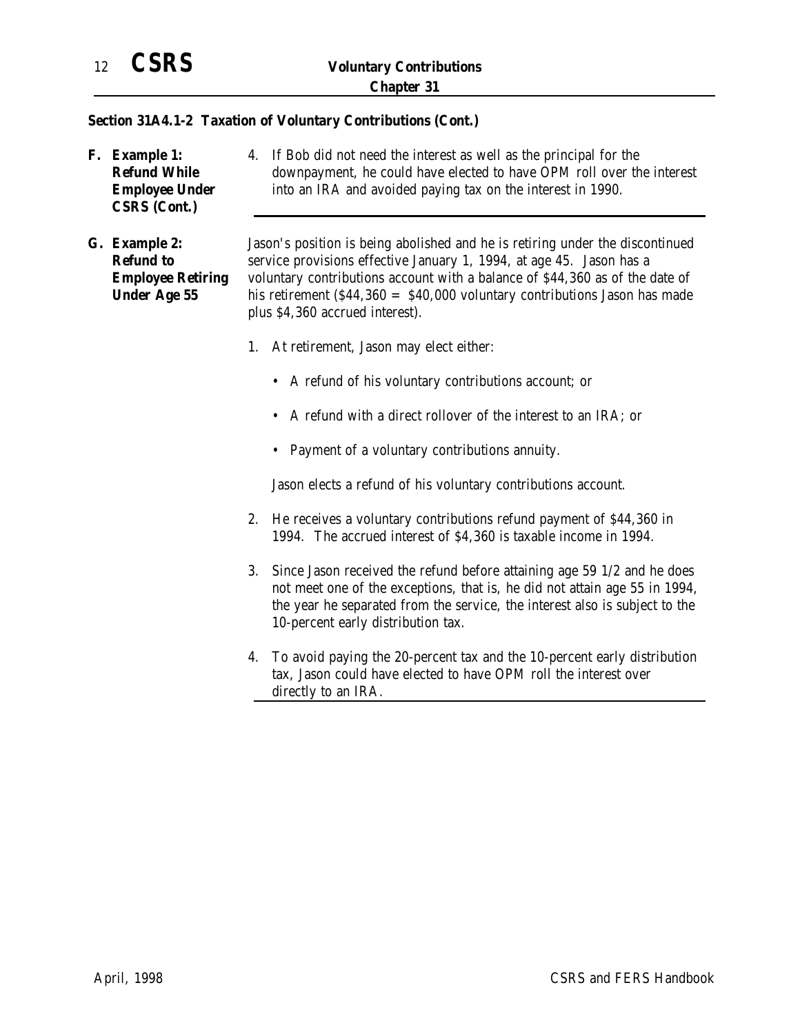## Section 31A4.1-2 Taxation of Voluntary Contributions (Cont.)

**F. Example 1: Refund While Employee Under CSRS (Cont.)**

4. If Bob did not need the interest as well as the principal for the downpayment, he could have elected to have OPM roll over the interest into an IRA and avoided paying tax on the interest in 1990.

**G. Example 2: Refund to Employee Retiring Under Age 55**

Jason's position is being abolished and he is retiring under the discontinued service provisions effective January 1, 1994, at age 45. Jason has a voluntary contributions account with a balance of $44,360 as of the date of his retirement ($44,360 = $40,000 voluntary contributions Jason has made plus $4,360 accrued interest).

1. At retirement, Jason may elect either:

   - A refund of his voluntary contributions account; or
   - A refund with a direct rollover of the interest to an IRA; or
   - Payment of a voluntary contributions annuity.

   Jason elects a refund of his voluntary contributions account.

2. He receives a voluntary contributions refund payment of $44,360 in 1994. The accrued interest of $4,360 is taxable income in 1994.

3. Since Jason received the refund before attaining age 59 1/2 and he does not meet one of the exceptions, that is, he did not attain age 55 in 1994, the year he separated from the service, the interest also is subject to the 10-percent early distribution tax.

4. To avoid paying the 20-percent tax and the 10-percent early distribution tax, Jason could have elected to have OPM roll the interest over directly to an IRA.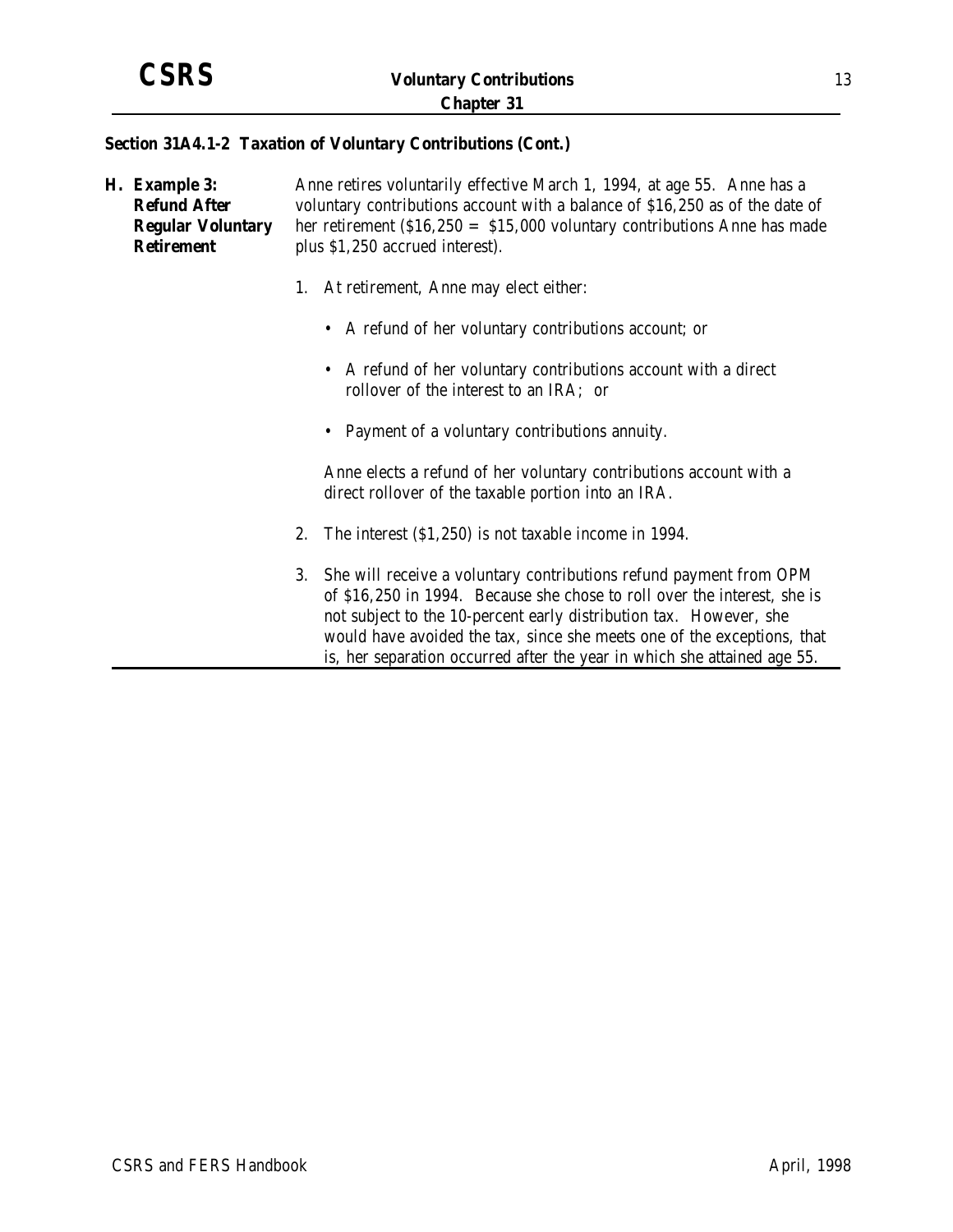## Section 31A4.1-2 Taxation of Voluntary Contributions (Cont.)

**H. Example 3: Refund After Regular Voluntary Retirement**

Anne retires voluntarily effective March 1, 1994, at age 55. Anne has a voluntary contributions account with a balance of $16,250 as of the date of her retirement ($16,250 = $15,000 voluntary contributions Anne has made plus $1,250 accrued interest).

1. At retirement, Anne may elect either:

   - A refund of her voluntary contributions account; or
   - A refund of her voluntary contributions account with a direct rollover of the interest to an IRA; or
   - Payment of a voluntary contributions annuity.

   Anne elects a refund of her voluntary contributions account with a direct rollover of the taxable portion into an IRA.

2. The interest ($1,250) is not taxable income in 1994.

3. She will receive a voluntary contributions refund payment from OPM of $16,250 in 1994. Because she chose to roll over the interest, she is not subject to the 10-percent early distribution tax. However, she would have avoided the tax, since she meets one of the exceptions, that is, her separation occurred after the year in which she attained age 55.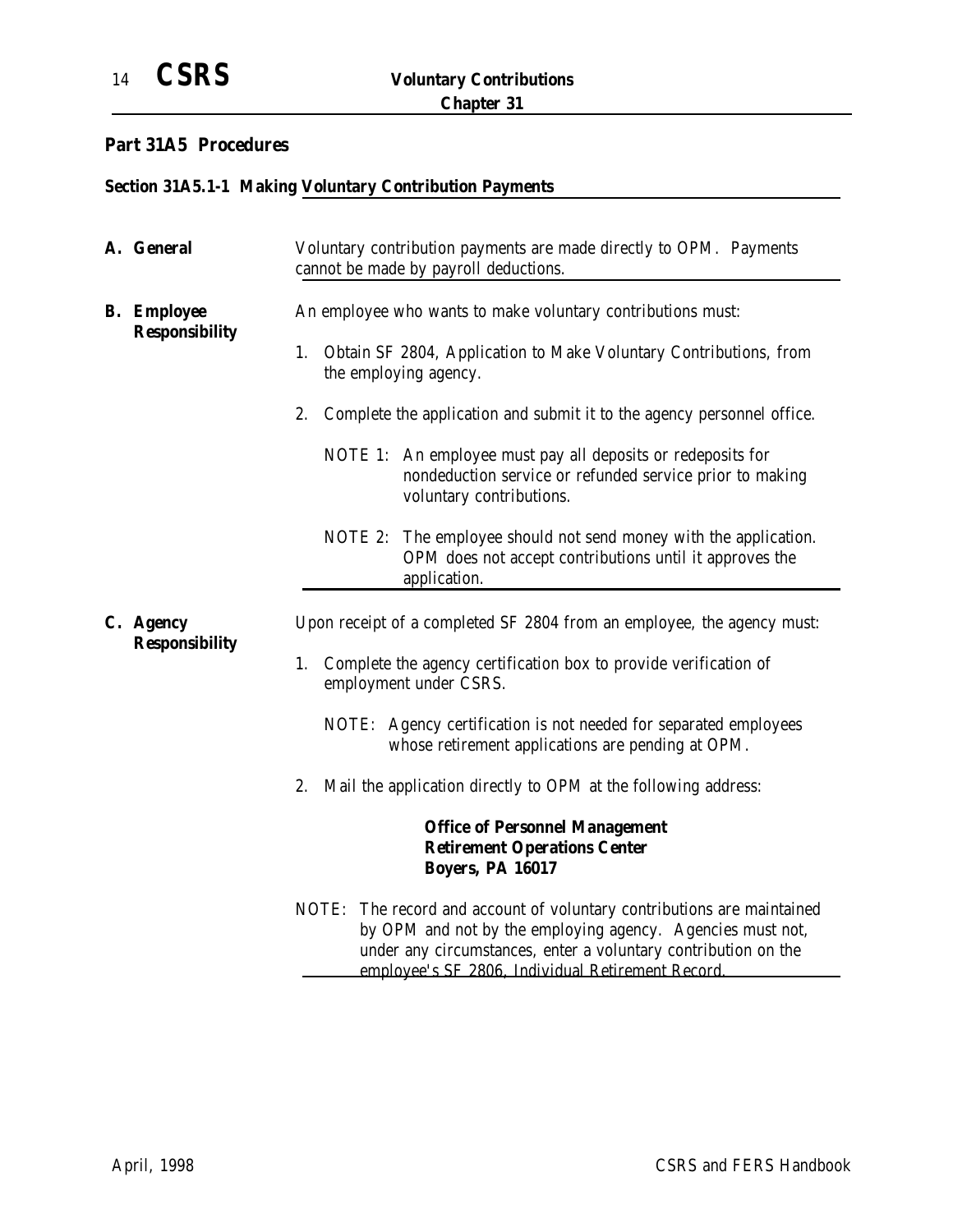## Part 31A5 Procedures

### Section 31A5.1-1 Making Voluntary Contribution Payments

**A. General**

Voluntary contribution payments are made directly to OPM. Payments cannot be made by payroll deductions.

**B. Employee Responsibility**

An employee who wants to make voluntary contributions must:

1. Obtain SF 2804, Application to Make Voluntary Contributions, from the employing agency.
2. Complete the application and submit it to the agency personnel office.

   NOTE 1: An employee must pay all deposits or redeposits for nondeduction service or refunded service prior to making voluntary contributions.

   NOTE 2: The employee should not send money with the application. OPM does not accept contributions until it approves the application.

**C. Agency Responsibility**

Upon receipt of a completed SF 2804 from an employee, the agency must:

1. Complete the agency certification box to provide verification of employment under CSRS.

   NOTE: Agency certification is not needed for separated employees whose retirement applications are pending at OPM.

2. Mail the application directly to OPM at the following address:

   **Office of Personnel Management**
   **Retirement Operations Center**
   **Boyers, PA 16017**

NOTE: The record and account of voluntary contributions are maintained by OPM and not by the employing agency. Agencies must not, under any circumstances, enter a voluntary contribution on the employee's SF 2806, Individual Retirement Record.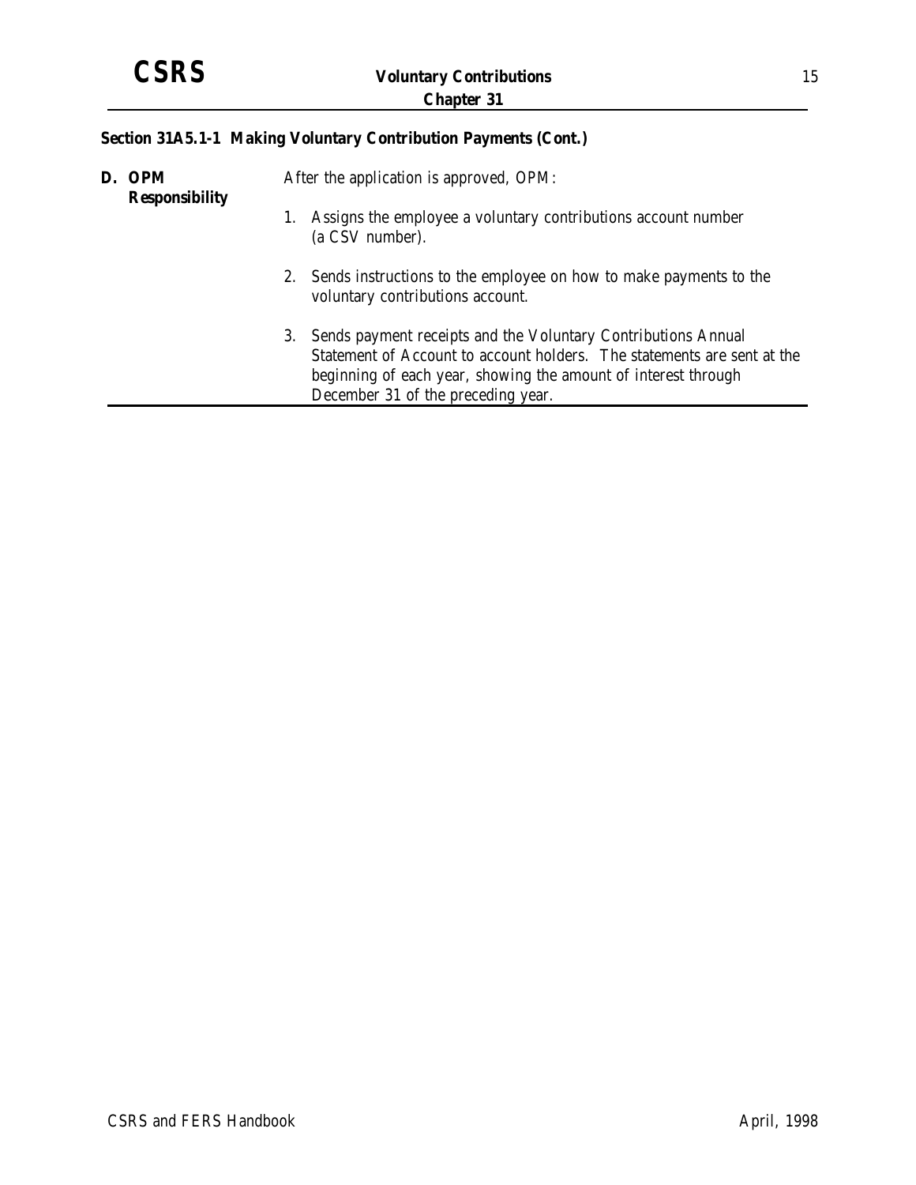## Section 31A5.1-1 Making Voluntary Contribution Payments (Cont.)

**D. OPM Responsibility**

After the application is approved, OPM:

1. Assigns the employee a voluntary contributions account number (a CSV number).
2. Sends instructions to the employee on how to make payments to the voluntary contributions account.
3. Sends payment receipts and the Voluntary Contributions Annual Statement of Account to account holders. The statements are sent at the beginning of each year, showing the amount of interest through December 31 of the preceding year.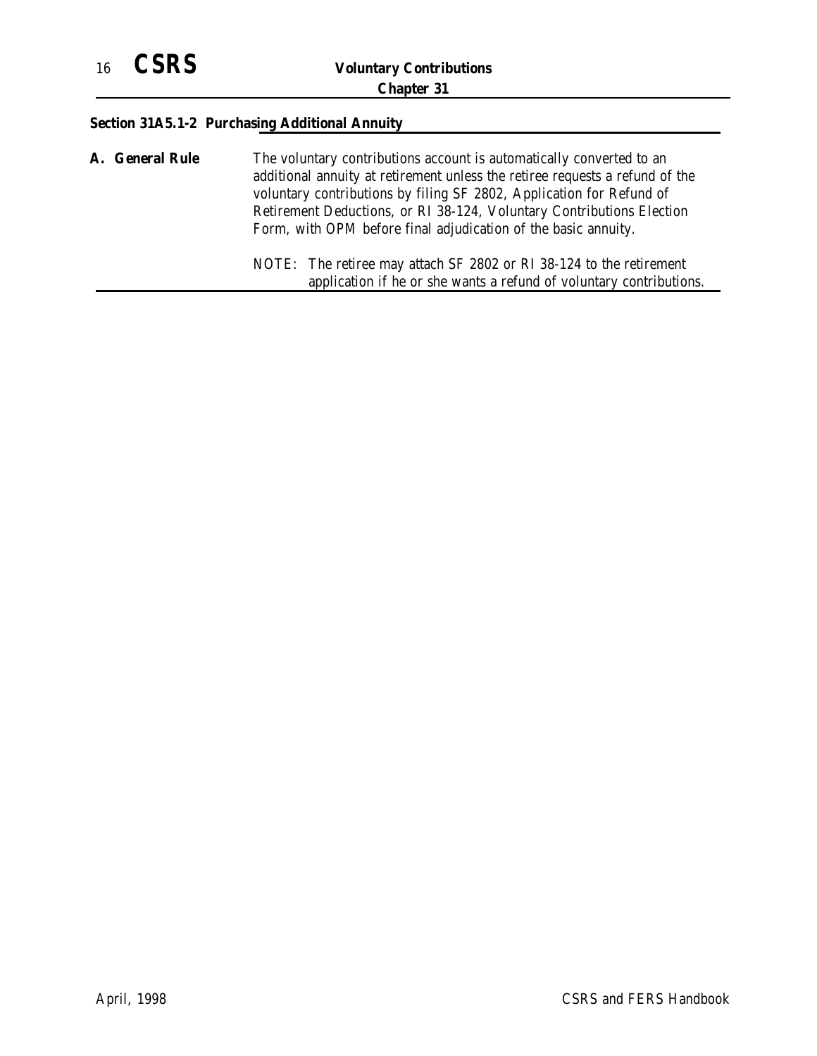## Section 31A5.1-2 Purchasing Additional Annuity

**A. General Rule**

The voluntary contributions account is automatically converted to an additional annuity at retirement unless the retiree requests a refund of the voluntary contributions by filing SF 2802, Application for Refund of Retirement Deductions, or RI 38-124, Voluntary Contributions Election Form, with OPM before final adjudication of the basic annuity.

NOTE: The retiree may attach SF 2802 or RI 38-124 to the retirement application if he or she wants a refund of voluntary contributions.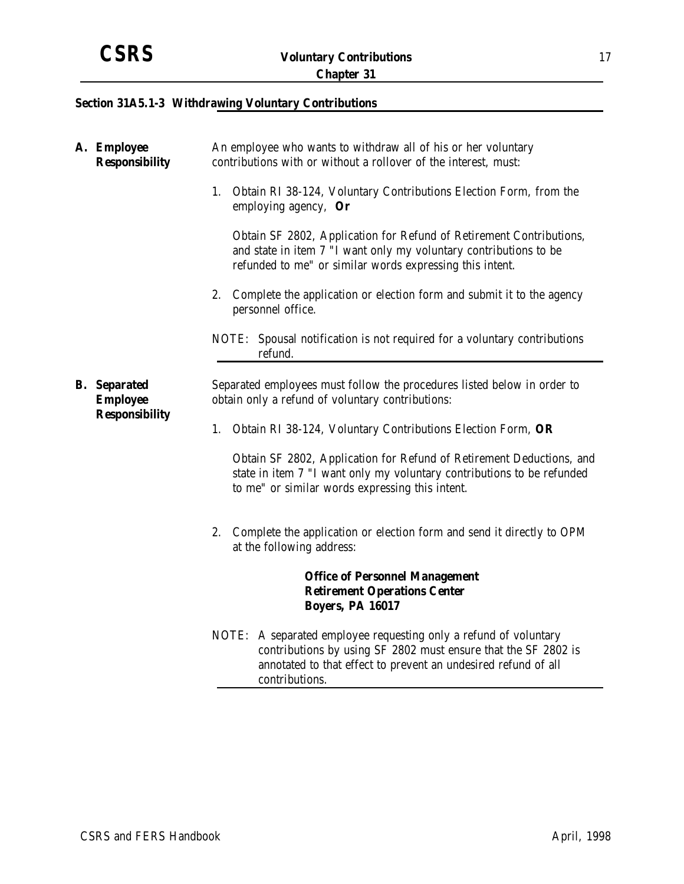## Section 31A5.1-3 Withdrawing Voluntary Contributions

### A. Employee Responsibility

An employee who wants to withdraw all of his or her voluntary contributions with or without a rollover of the interest, must:

1. Obtain RI 38-124, Voluntary Contributions Election Form, from the employing agency, **Or**

   Obtain SF 2802, Application for Refund of Retirement Contributions, and state in item 7 "I want only my voluntary contributions to be refunded to me" or similar words expressing this intent.

2. Complete the application or election form and submit it to the agency personnel office.

NOTE: Spousal notification is not required for a voluntary contributions refund.

### B. Separated Employee Responsibility

Separated employees must follow the procedures listed below in order to obtain only a refund of voluntary contributions:

1. Obtain RI 38-124, Voluntary Contributions Election Form, **OR**

   Obtain SF 2802, Application for Refund of Retirement Deductions, and state in item 7 "I want only my voluntary contributions to be refunded to me" or similar words expressing this intent.

2. Complete the application or election form and send it directly to OPM at the following address:

   **Office of Personnel Management**
   **Retirement Operations Center**
   **Boyers, PA 16017**

NOTE: A separated employee requesting only a refund of voluntary contributions by using SF 2802 must ensure that the SF 2802 is annotated to that effect to prevent an undesired refund of all contributions.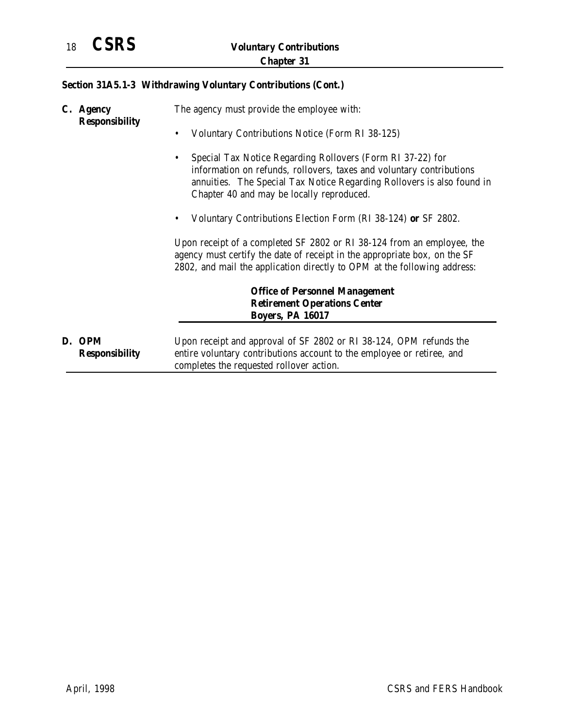## Section 31A5.1-3 Withdrawing Voluntary Contributions (Cont.)

**C. Agency Responsibility**

The agency must provide the employee with:

- Voluntary Contributions Notice (Form RI 38-125)
- Special Tax Notice Regarding Rollovers (Form RI 37-22) for information on refunds, rollovers, taxes and voluntary contributions annuities. The Special Tax Notice Regarding Rollovers is also found in Chapter 40 and may be locally reproduced.
- Voluntary Contributions Election Form (RI 38-124) **or** SF 2802.

Upon receipt of a completed SF 2802 or RI 38-124 from an employee, the agency must certify the date of receipt in the appropriate box, on the SF 2802, and mail the application directly to OPM at the following address:

**Office of Personnel Management**
**Retirement Operations Center**
**Boyers, PA 16017**

**D. OPM Responsibility**

Upon receipt and approval of SF 2802 or RI 38-124, OPM refunds the entire voluntary contributions account to the employee or retiree, and completes the requested rollover action.